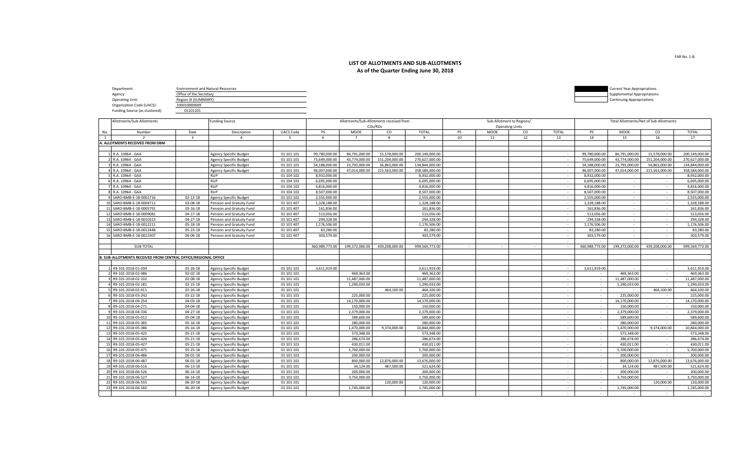FAR No. 1-B

# LIST OF ALLOTMENTS AND SUB-ALLOTMENTS
## As of the Quarter Ending June 30, 2018

Department: Environment and Natural Resources
Agency: Office of the Secretary
Operating Unit: Region IX (SUMMARY)
Organization Code (UACS): 100010000009
Funding Source (as clustered): 01101101

Current Year Appropriations
Supplemental Appropriations
Continuing Appropriations

| Allotments/Sub-Allotments | | | Funding Source | | Allotments/Sub-Allotments received from COs/ROs | | | | Sub-Allotment to Regions/ Operating Units | | | | Total Allotments/Net of Sub-Allotments | | | |
|---|---|---|---|---|---|---|---|---|---|---|---|---|---|---|---|---|
| No. | Number | Date | Description | UACS Code | PS | MOOE | CO | TOTAL | PS | MOOE | CO | TOTAL | PS | MOOE | CO | TOTAL |
| 1 | 2 | 3 | 4 | 5 | 6 | 7 | 8 | 9 | 10 | 11 | 12 | 13 | 14 | 15 | 16 | 17 |
| A. ALLOTMENTS RECEIVED FROM DBM | | | | | | | | | | | | | | | | |
| 1 | R.A. 10964 - GAA | | Agency Specific Budget | 01 101 101 | 99,780,000.00 | 84,791,000.00 | 15,578,000.00 | 200,149,000.00 | | | | - | 99,780,000.00 | 84,791,000.00 | 15,578,000.00 | 200,149,000.00 |
| 2 | R.A. 10964 - GAA | | Agency Specific Budget | 01 101 101 | 75,649,000.00 | 43,774,000.00 | 151,204,000.00 | 270,627,000.00 | | | | - | 75,649,000.00 | 43,774,000.00 | 151,204,000.00 | 270,627,000.00 |
| 3 | R.A. 10964 - GAA | | Agency Specific Budget | 01 101 101 | 54,188,000.00 | 23,793,000.00 | 56,863,000.00 | 134,844,000.00 | | | | - | 54,188,000.00 | 23,793,000.00 | 56,863,000.00 | 134,844,000.00 |
| 4 | R.A. 10964 - GAA | | Agency Specific Budget | 01 101 101 | 96,007,000.00 | 47,014,000.00 | 215,563,000.00 | 358,584,000.00 | | | | - | 96,007,000.00 | 47,014,000.00 | 215,563,000.00 | 358,584,000.00 |
| 5 | R.A. 10964 - GAA | | RLIP | 01 104 102 | 8,932,000.00 | | | 8,932,000.00 | | | | - | 8,932,000.00 | - | - | 8,932,000.00 |
| 6 | R.A. 10964 - GAA | | RLIP | 01 104 102 | 6,695,000.00 | | | 6,695,000.00 | | | | - | 6,695,000.00 | - | - | 6,695,000.00 |
| 7 | R.A. 10964 - GAA | | RLIP | 01 104 102 | 4,816,000.00 | | | 4,816,000.00 | | | | - | 4,816,000.00 | - | - | 4,816,000.00 |
| 8 | R.A. 10964 - GAA | | RLIP | 01 104 102 | 8,507,000.00 | | | 8,507,000.00 | | | | - | 8,507,000.00 | - | - | 8,507,000.00 |
| 9 | SARO-BMB-E-18-0001716 | 02-13-18 | Agency Specific Budget | 01 101 101 | 2,555,000.00 | | | 2,555,000.00 | | | | - | 2,555,000.00 | - | - | 2,555,000.00 |
| 10 | SARO-BMB-E-18-0004711 | 03-08-18 | Pension and Gratuity Fund | 01 101 407 | 1,328,188.00 | | | 1,328,188.00 | | | | - | 1,328,188.00 | - | - | 1,328,188.00 |
| 11 | SARO-BMB-E-18-0005791 | 03-16-18 | Pension and Gratuity Fund | 01 101 407 | 161,836.00 | | | 161,836.00 | | | | - | 161,836.00 | - | - | 161,836.00 |
| 12 | SARO-BMB-E-18-0009081 | 04-17-18 | Pension and Gratuity Fund | 01 101 407 | 513,056.00 | | | 513,056.00 | | | | - | 513,056.00 | - | - | 513,056.00 |
| 13 | SARO-BMB-E-18-0010323 | 04-27-18 | Pension and Gratuity Fund | 01 101 407 | 294,328.00 | | | 294,328.00 | | | | - | 294,328.00 | - | - | 294,328.00 |
| 14 | SARO-BMB-E-18-0012211 | 05-18-18 | Pension and Gratuity Fund | 01 101 407 | 1,176,506.00 | | | 1,176,506.00 | | | | - | 1,176,506.00 | - | - | 1,176,506.00 |
| 15 | SARO-BMB-E-18-0012448 | 05-23-18 | Pension and Gratuity Fund | 01 101 407 | 83,280.00 | | | 83,280.00 | | | | - | 83,280.00 | - | - | 83,280.00 |
| 16 | SARO-BMB-E-18-0013307 | 06-06-18 | Pension and Gratuity Fund | 01 101 407 | 303,579.00 | | | 303,579.00 | | | | - | 303,579.00 | - | - | 303,579.00 |
| | | | | | | | | - | | | | - | - | - | - | - |
| | SUB-TOTAL | | | | 360,989,773.00 | 199,372,000.00 | 439,208,000.00 | 999,569,773.00 | - | - | - | - | 360,989,773.00 | 199,372,000.00 | 439,208,000.00 | 999,569,773.00 |
| B. SUB-ALLOTMENTS RECEIVED FROM CENTRAL OFFICE/REGIONAL OFFICE | | | | | | | | | | | | | | | | |
| 1 | R9-101-2018-01-034 | 01-26-18 | Agency Specific Budget | 01 101 101 | 3,611,919.00 | | | 3,611,919.00 | | | | - | 3,611,919.00 | - | - | 3,611,919.00 |
| 2 | R9-101-2018-02-086 | 02-02-18 | Agency Specific Budget | 01 101 101 | | 469,363.00 | | 469,363.00 | | | | - | - | 469,363.00 | - | 469,363.00 |
| 3 | R9-101-2018-02-102 | 02-08-18 | Agency Specific Budget | 01 101 101 | | 11,487,000.00 | | 11,487,000.00 | | | | - | - | 11,487,000.00 | - | 11,487,000.00 |
| 4 | R9-101-2018-02-181 | 02-15-18 | Agency Specific Budget | 01 101 101 | | 1,290,033.00 | | 1,290,033.00 | | | | - | - | 1,290,033.00 | - | 1,290,033.00 |
| 5 | R9-101-2018-02-011 | 02-26-18 | Agency Specific Budget | 01 101 101 | | | 464,100.00 | 464,100.00 | | | | - | - | - | 464,100.00 | 464,100.00 |
| 6 | R9-101-2018-03-242 | 03-22-18 | Agency Specific Budget | 01 101 101 | | 225,000.00 | | 225,000.00 | | | | - | - | 225,000.00 | - | 225,000.00 |
| 7 | R9-101-2018-04-254 | 04-03-18 | Agency Specific Budget | 01 101 101 | | 14,170,000.00 | | 14,170,000.00 | | | | - | - | 14,170,000.00 | - | 14,170,000.00 |
| 8 | R9-101-2018-04-271 | 04-04-18 | Agency Specific Budget | 01 101 101 | | 150,000.00 | | 150,000.00 | | | | - | - | 150,000.00 | - | 150,000.00 |
| 9 | R9-101-2018-04-336 | 04-27-18 | Agency Specific Budget | 01 101 101 | | 2,379,000.00 | | 2,379,000.00 | | | | - | - | 2,379,000.00 | - | 2,379,000.00 |
| 10 | R9-101-2018-05-012 | 05-04-18 | Agency Specific Budget | 01 101 101 | | 589,600.00 | | 589,600.00 | | | | - | - | 589,600.00 | - | 589,600.00 |
| 11 | R9-101-2018-05-385 | 05-16-18 | Agency Specific Budget | 01 101 101 | | 280,000.00 | | 280,000.00 | | | | - | - | 280,000.00 | - | 280,000.00 |
| 12 | R9-101-2018-05-386 | 05-16-18 | Agency Specific Budget | 01 101 101 | | 1,470,000.00 | 9,374,000.00 | 10,844,000.00 | | | | - | - | 1,470,000.00 | 9,374,000.00 | 10,844,000.00 |
| 13 | R9-101-2018-05-425 | 05-21-18 | Agency Specific Budget | 01 101 101 | | 573,348.00 | | 573,348.00 | | | | - | - | 573,348.00 | - | 573,348.00 |
| 14 | R9-101-2018-05-426 | 05-21-18 | Agency Specific Budget | 01 101 101 | | 286,674.00 | | 286,674.00 | | | | - | - | 286,674.00 | - | 286,674.00 |
| 15 | R9-101-2018-05-427 | 05-21-18 | Agency Specific Budget | 01 101 101 | | 430,011.00 | | 430,011.00 | | | | - | - | 430,011.00 | - | 430,011.00 |
| 16 | R9-101-2018-05-475 | 05-25-18 | Agency Specific Budget | 01 101 101 | | 5,700,000.00 | | 5,700,000.00 | | | | - | - | 5,700,000.00 | - | 5,700,000.00 |
| 17 | R9-101-2018-06-486 | 06-01-18 | Agency Specific Budget | 01 101 101 | | 200,000.00 | | 200,000.00 | | | | - | - | 200,000.00 | - | 200,000.00 |
| 18 | R9-101-2018-06-487 | 06-01-18 | Agency Specific Budget | 01 101 101 | | 800,000.00 | 12,876,000.00 | 13,676,000.00 | | | | - | - | 800,000.00 | 12,876,000.00 | 13,676,000.00 |
| 19 | R9-101-2018-06-516 | 06-13-18 | Agency Specific Budget | 01 101 101 | | 34,124.00 | 487,500.00 | 521,624.00 | | | | - | - | 34,124.00 | 487,500.00 | 521,624.00 |
| 20 | R9-101-2018-06-526 | 06-14-18 | Agency Specific Budget | 01 101 101 | | 200,000.00 | | 200,000.00 | | | | - | - | 200,000.00 | - | 200,000.00 |
| 21 | R9-101-2018-06-527 | 06-14-18 | Agency Specific Budget | 01 101 101 | | 3,750,000.00 | | 3,750,000.00 | | | | - | - | 3,750,000.00 | - | 3,750,000.00 |
| 22 | R9-101-2018-06-555 | 06-20-18 | Agency Specific Budget | 01 101 101 | | | 120,000.00 | 120,000.00 | | | | - | - | - | 120,000.00 | 120,000.00 |
| 23 | R9-101-2018-06-560 | 06-20-18 | Agency Specific Budget | 01 101 101 | | 1,745,000.00 | | 1,745,000.00 | | | | - | - | 1,745,000.00 | - | 1,745,000.00 |
| | | | | | | | | - | | | | - | - | - | - | - |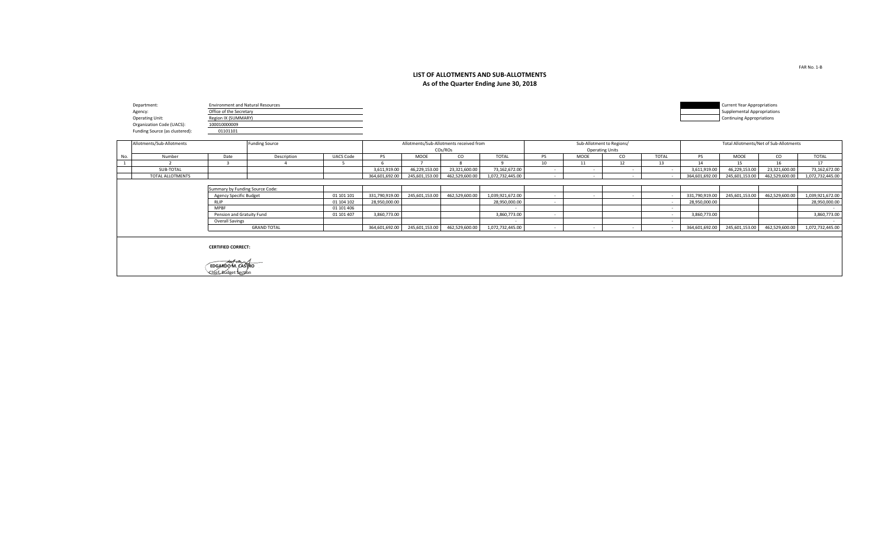FAR No. 1-B

# LIST OF ALLOTMENTS AND SUB-ALLOTMENTS
## As of the Quarter Ending June 30, 2018

Department: Environment and Natural Resources
Agency: Office of the Secretary
Operating Unit: Region IX (SUMMARY)
Organization Code (UACS): 100010000009
Funding Source (as clustered): 01101101

Current Year Appropriations
Supplemental Appropriations
Continuing Appropriations

| | Allotments/Sub-Allotments | | Funding Source | | Allotments/Sub-Allotments received from COs/ROs | | | | Sub-Allotment to Regions/ Operating Units | | | | Total Allotments/Net of Sub-Allotments | | | |
|---|---|---|---|---|---|---|---|---|---|---|---|---|---|---|---|---|
| No. | Number | Date | Description | UACS Code | PS | MOOE | CO | TOTAL | PS | MOOE | CO | TOTAL | PS | MOOE | CO | TOTAL |
| 1 | 2 | 3 | 4 | 5 | 6 | 7 | 8 | 9 | 10 | 11 | 12 | 13 | 14 | 15 | 16 | 17 |
| | SUB-TOTAL | | | | 3,611,919.00 | 46,229,153.00 | 23,321,600.00 | 73,162,672.00 | - | - | - | - | 3,611,919.00 | 46,229,153.00 | 23,321,600.00 | 73,162,672.00 |
| | TOTAL ALLOTMENTS | | | | 364,601,692.00 | 245,601,153.00 | 462,529,600.00 | 1,072,732,445.00 | - | - | - | - | 364,601,692.00 | 245,601,153.00 | 462,529,600.00 | 1,072,732,445.00 |
| | | Summary by Funding Source Code: | | | | | | | | | | | | | | |
| | | Agency Specific Budget | | 01 101 101 | 331,790,919.00 | 245,601,153.00 | 462,529,600.00 | 1,039,921,672.00 | - | - | - | - | 331,790,919.00 | 245,601,153.00 | 462,529,600.00 | 1,039,921,672.00 |
| | | RLIP | | 01 104 102 | 28,950,000.00 | | | 28,950,000.00 | - | | | - | 28,950,000.00 | | | 28,950,000.00 |
| | | MPBF | | 01 101 406 | | | | - | | | | - | | | | - |
| | | Pension and Gratuity Fund | | 01 101 407 | 3,860,773.00 | | | 3,860,773.00 | - | | | - | 3,860,773.00 | | | 3,860,773.00 |
| | | Overall Savings | | | | | | - | | | | - | | | | - |
| | | | GRAND TOTAL | | 364,601,692.00 | 245,601,153.00 | 462,529,600.00 | 1,072,732,445.00 | - | - | - | - | 364,601,692.00 | 245,601,153.00 | 462,529,600.00 | 1,072,732,445.00 |

**CERTIFIED CORRECT:**

**EDGARDO M. CASTRO**
Chief, Budget Section